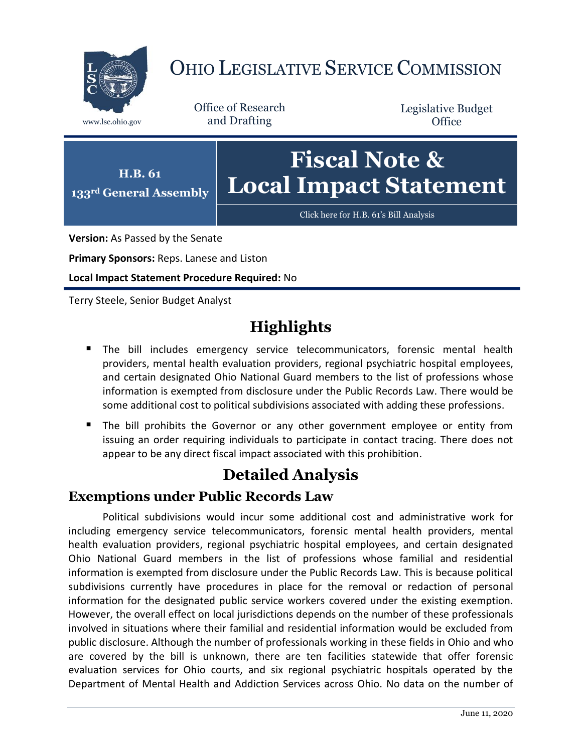# OHIO LEGISLATIVE SERVICE COMMISSION

www.lsc.ohio.gov

Office of Research and Drafting

Legislative Budget Office

**H.B. 61**
**133rd General Assembly**

# Fiscal Note & Local Impact Statement

Click here for H.B. 61's Bill Analysis

**Version:** As Passed by the Senate

**Primary Sponsors:** Reps. Lanese and Liston

**Local Impact Statement Procedure Required:** No

Terry Steele, Senior Budget Analyst

## Highlights

- The bill includes emergency service telecommunicators, forensic mental health providers, mental health evaluation providers, regional psychiatric hospital employees, and certain designated Ohio National Guard members to the list of professions whose information is exempted from disclosure under the Public Records Law. There would be some additional cost to political subdivisions associated with adding these professions.
- The bill prohibits the Governor or any other government employee or entity from issuing an order requiring individuals to participate in contact tracing. There does not appear to be any direct fiscal impact associated with this prohibition.

## Detailed Analysis

### Exemptions under Public Records Law

Political subdivisions would incur some additional cost and administrative work for including emergency service telecommunicators, forensic mental health providers, mental health evaluation providers, regional psychiatric hospital employees, and certain designated Ohio National Guard members in the list of professions whose familial and residential information is exempted from disclosure under the Public Records Law. This is because political subdivisions currently have procedures in place for the removal or redaction of personal information for the designated public service workers covered under the existing exemption. However, the overall effect on local jurisdictions depends on the number of these professionals involved in situations where their familial and residential information would be excluded from public disclosure. Although the number of professionals working in these fields in Ohio and who are covered by the bill is unknown, there are ten facilities statewide that offer forensic evaluation services for Ohio courts, and six regional psychiatric hospitals operated by the Department of Mental Health and Addiction Services across Ohio. No data on the number of

June 11, 2020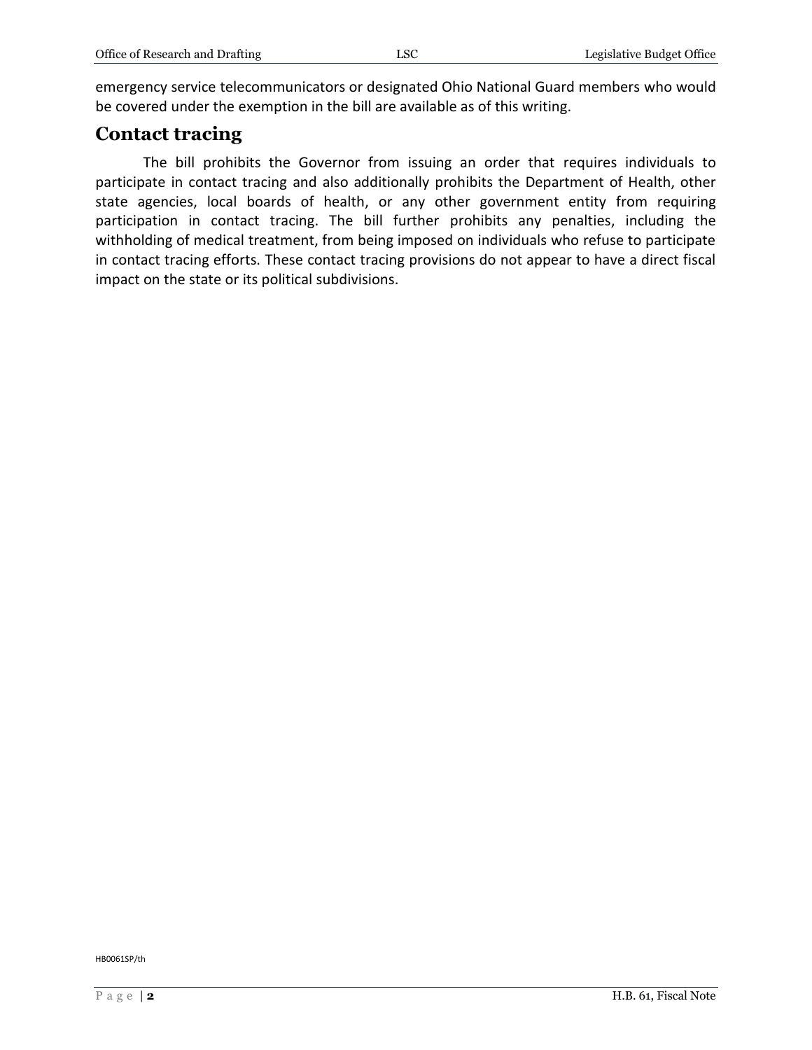emergency service telecommunicators or designated Ohio National Guard members who would be covered under the exemption in the bill are available as of this writing.

## Contact tracing

The bill prohibits the Governor from issuing an order that requires individuals to participate in contact tracing and also additionally prohibits the Department of Health, other state agencies, local boards of health, or any other government entity from requiring participation in contact tracing. The bill further prohibits any penalties, including the withholding of medical treatment, from being imposed on individuals who refuse to participate in contact tracing efforts. These contact tracing provisions do not appear to have a direct fiscal impact on the state or its political subdivisions.

HB0061SP/th